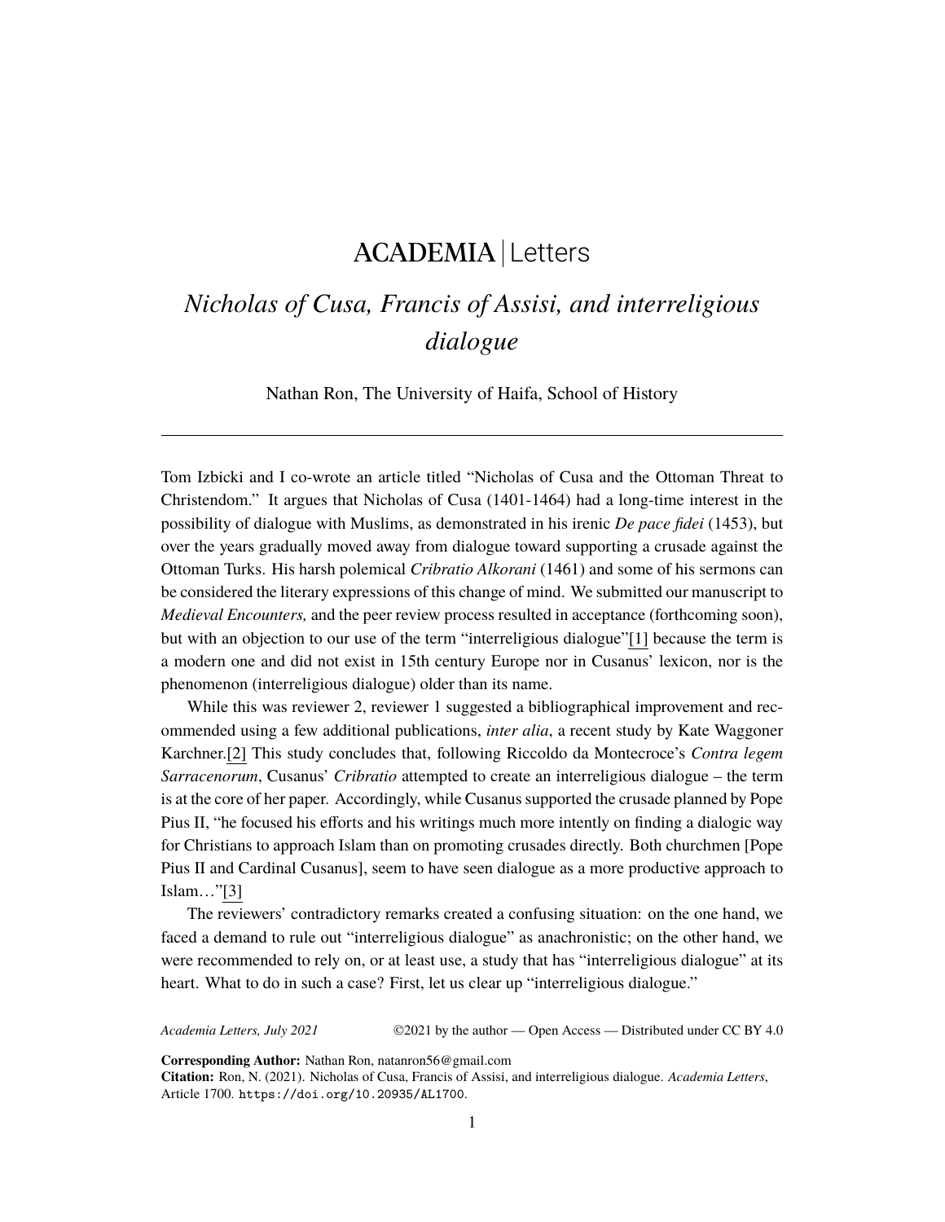ACADEMIA | Letters

# *Nicholas of Cusa, Francis of Assisi, and interreligious dialogue*

Nathan Ron, The University of Haifa, School of History

---

Tom Izbicki and I co-wrote an article titled "Nicholas of Cusa and the Ottoman Threat to Christendom." It argues that Nicholas of Cusa (1401-1464) had a long-time interest in the possibility of dialogue with Muslims, as demonstrated in his irenic *De pace fidei* (1453), but over the years gradually moved away from dialogue toward supporting a crusade against the Ottoman Turks. His harsh polemical *Cribratio Alkorani* (1461) and some of his sermons can be considered the literary expressions of this change of mind. We submitted our manuscript to *Medieval Encounters,* and the peer review process resulted in acceptance (forthcoming soon), but with an objection to our use of the term "interreligious dialogue"[1] because the term is a modern one and did not exist in 15th century Europe nor in Cusanus' lexicon, nor is the phenomenon (interreligious dialogue) older than its name.

While this was reviewer 2, reviewer 1 suggested a bibliographical improvement and recommended using a few additional publications, *inter alia*, a recent study by Kate Waggoner Karchner.[2] This study concludes that, following Riccoldo da Montecroce's *Contra legem Sarracenorum*, Cusanus' *Cribratio* attempted to create an interreligious dialogue – the term is at the core of her paper. Accordingly, while Cusanus supported the crusade planned by Pope Pius II, "he focused his efforts and his writings much more intently on finding a dialogic way for Christians to approach Islam than on promoting crusades directly. Both churchmen [Pope Pius II and Cardinal Cusanus], seem to have seen dialogue as a more productive approach to Islam…"[3]

The reviewers' contradictory remarks created a confusing situation: on the one hand, we faced a demand to rule out "interreligious dialogue" as anachronistic; on the other hand, we were recommended to rely on, or at least use, a study that has "interreligious dialogue" at its heart. What to do in such a case? First, let us clear up "interreligious dialogue."

**Corresponding Author:** Nathan Ron, natanron56@gmail.com
**Citation:** Ron, N. (2021). Nicholas of Cusa, Francis of Assisi, and interreligious dialogue. *Academia Letters*, Article 1700. https://doi.org/10.20935/AL1700.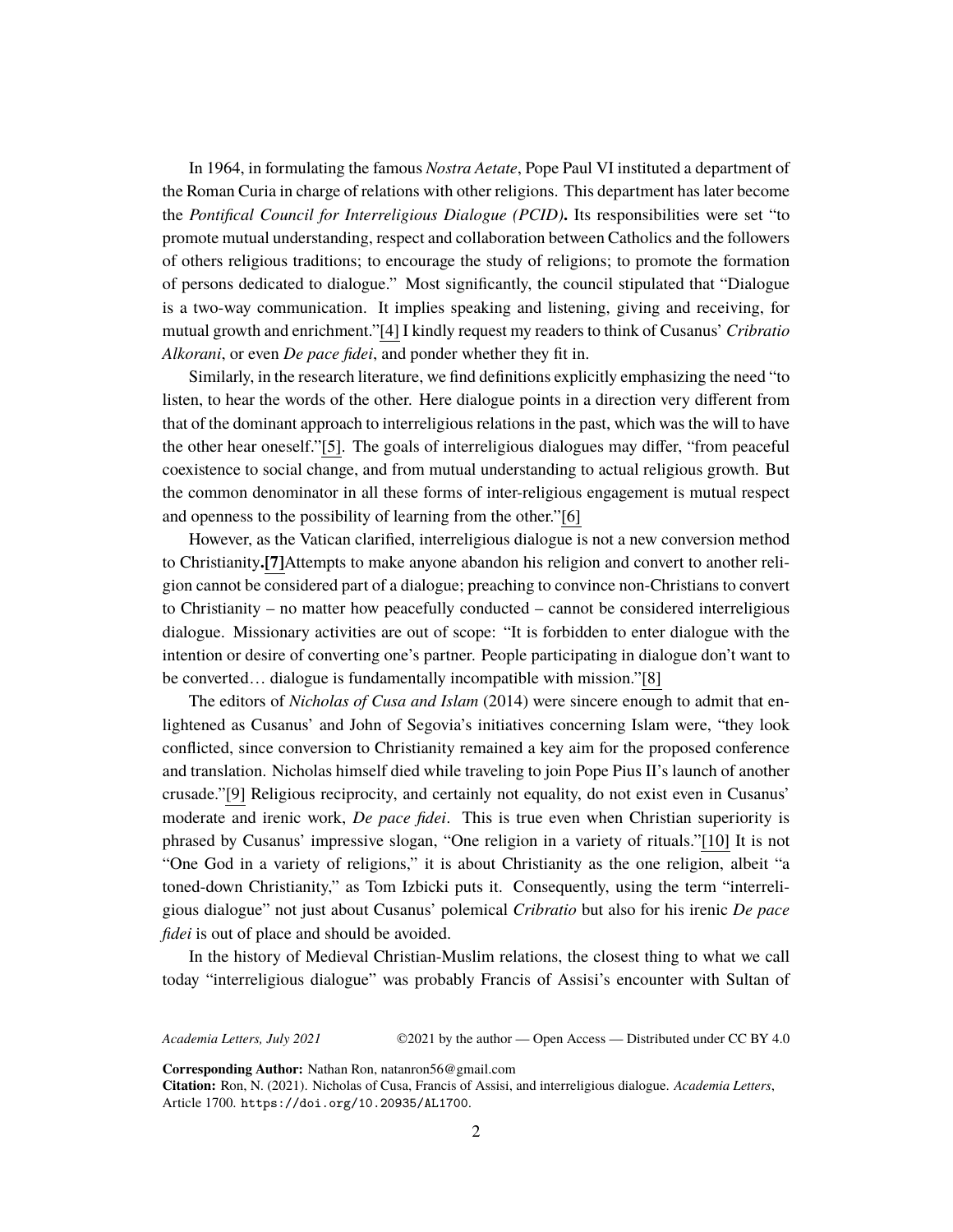In 1964, in formulating the famous *Nostra Aetate*, Pope Paul VI instituted a department of the Roman Curia in charge of relations with other religions. This department has later become the *Pontifical Council for Interreligious Dialogue (PCID)***.** Its responsibilities were set "to promote mutual understanding, respect and collaboration between Catholics and the followers of others religious traditions; to encourage the study of religions; to promote the formation of persons dedicated to dialogue." Most significantly, the council stipulated that "Dialogue is a two-way communication. It implies speaking and listening, giving and receiving, for mutual growth and enrichment."[4] I kindly request my readers to think of Cusanus' *Cribratio Alkorani*, or even *De pace fidei*, and ponder whether they fit in.

Similarly, in the research literature, we find definitions explicitly emphasizing the need "to listen, to hear the words of the other. Here dialogue points in a direction very different from that of the dominant approach to interreligious relations in the past, which was the will to have the other hear oneself."[5]. The goals of interreligious dialogues may differ, "from peaceful coexistence to social change, and from mutual understanding to actual religious growth. But the common denominator in all these forms of inter-religious engagement is mutual respect and openness to the possibility of learning from the other."[6]

However, as the Vatican clarified, interreligious dialogue is not a new conversion method to Christianity**.[7]**Attempts to make anyone abandon his religion and convert to another religion cannot be considered part of a dialogue; preaching to convince non-Christians to convert to Christianity – no matter how peacefully conducted – cannot be considered interreligious dialogue. Missionary activities are out of scope: "It is forbidden to enter dialogue with the intention or desire of converting one's partner. People participating in dialogue don't want to be converted… dialogue is fundamentally incompatible with mission."[8]

The editors of *Nicholas of Cusa and Islam* (2014) were sincere enough to admit that enlightened as Cusanus' and John of Segovia's initiatives concerning Islam were, "they look conflicted, since conversion to Christianity remained a key aim for the proposed conference and translation. Nicholas himself died while traveling to join Pope Pius II's launch of another crusade."[9] Religious reciprocity, and certainly not equality, do not exist even in Cusanus' moderate and irenic work, *De pace fidei*. This is true even when Christian superiority is phrased by Cusanus' impressive slogan, "One religion in a variety of rituals."[10] It is not "One God in a variety of religions," it is about Christianity as the one religion, albeit "a toned-down Christianity," as Tom Izbicki puts it. Consequently, using the term "interreligious dialogue" not just about Cusanus' polemical *Cribratio* but also for his irenic *De pace fidei* is out of place and should be avoided.

In the history of Medieval Christian-Muslim relations, the closest thing to what we call today "interreligious dialogue" was probably Francis of Assisi's encounter with Sultan of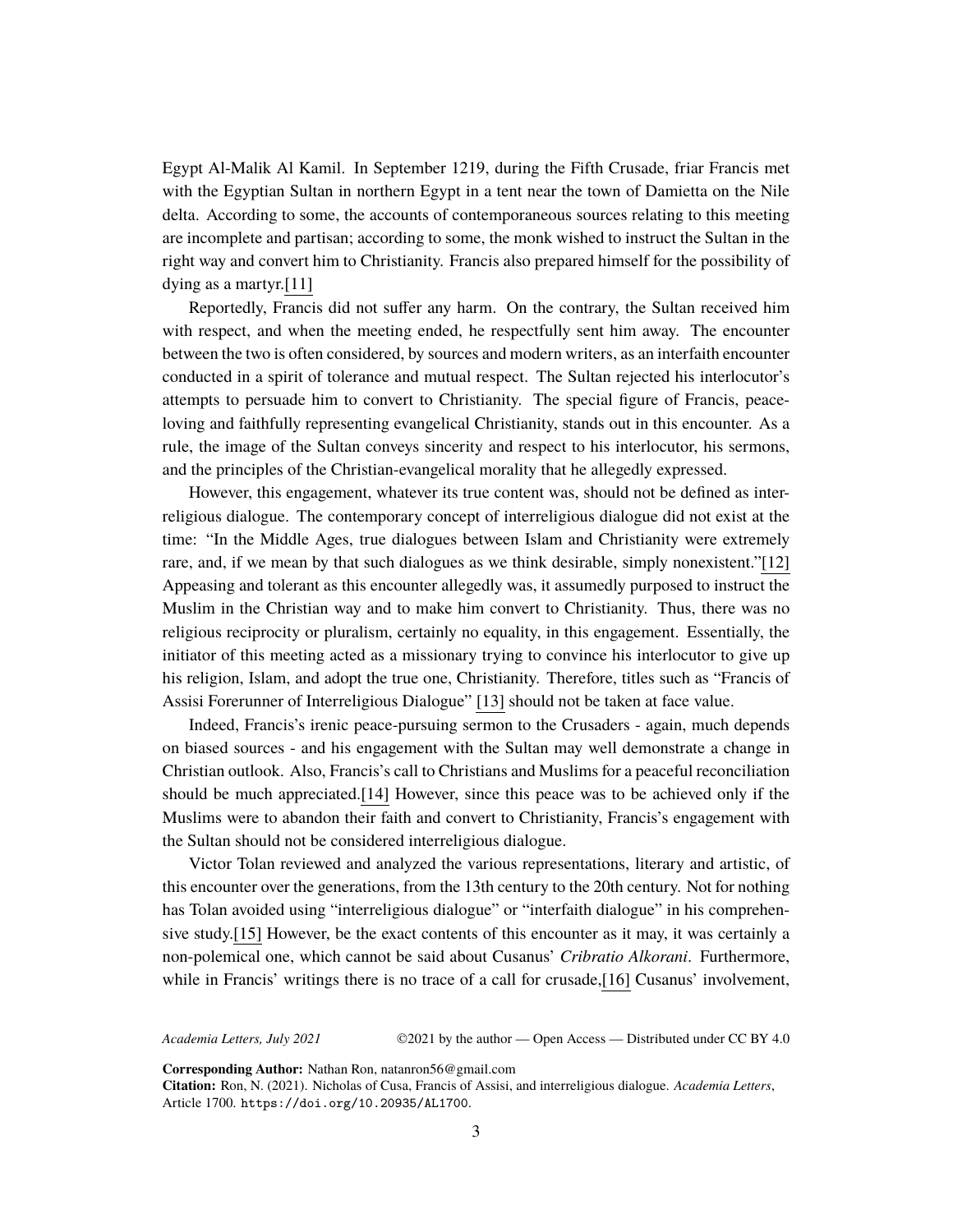Egypt Al-Malik Al Kamil. In September 1219, during the Fifth Crusade, friar Francis met with the Egyptian Sultan in northern Egypt in a tent near the town of Damietta on the Nile delta. According to some, the accounts of contemporaneous sources relating to this meeting are incomplete and partisan; according to some, the monk wished to instruct the Sultan in the right way and convert him to Christianity. Francis also prepared himself for the possibility of dying as a martyr.[11]

Reportedly, Francis did not suffer any harm. On the contrary, the Sultan received him with respect, and when the meeting ended, he respectfully sent him away. The encounter between the two is often considered, by sources and modern writers, as an interfaith encounter conducted in a spirit of tolerance and mutual respect. The Sultan rejected his interlocutor's attempts to persuade him to convert to Christianity. The special figure of Francis, peace-loving and faithfully representing evangelical Christianity, stands out in this encounter. As a rule, the image of the Sultan conveys sincerity and respect to his interlocutor, his sermons, and the principles of the Christian-evangelical morality that he allegedly expressed.

However, this engagement, whatever its true content was, should not be defined as interreligious dialogue. The contemporary concept of interreligious dialogue did not exist at the time: "In the Middle Ages, true dialogues between Islam and Christianity were extremely rare, and, if we mean by that such dialogues as we think desirable, simply nonexistent."[12] Appeasing and tolerant as this encounter allegedly was, it assumedly purposed to instruct the Muslim in the Christian way and to make him convert to Christianity. Thus, there was no religious reciprocity or pluralism, certainly no equality, in this engagement. Essentially, the initiator of this meeting acted as a missionary trying to convince his interlocutor to give up his religion, Islam, and adopt the true one, Christianity. Therefore, titles such as "Francis of Assisi Forerunner of Interreligious Dialogue" [13] should not be taken at face value.

Indeed, Francis's irenic peace-pursuing sermon to the Crusaders - again, much depends on biased sources - and his engagement with the Sultan may well demonstrate a change in Christian outlook. Also, Francis's call to Christians and Muslims for a peaceful reconciliation should be much appreciated.[14] However, since this peace was to be achieved only if the Muslims were to abandon their faith and convert to Christianity, Francis's engagement with the Sultan should not be considered interreligious dialogue.

Victor Tolan reviewed and analyzed the various representations, literary and artistic, of this encounter over the generations, from the 13th century to the 20th century. Not for nothing has Tolan avoided using "interreligious dialogue" or "interfaith dialogue" in his comprehensive study.[15] However, be the exact contents of this encounter as it may, it was certainly a non-polemical one, which cannot be said about Cusanus' *Cribratio Alkorani*. Furthermore, while in Francis' writings there is no trace of a call for crusade,[16] Cusanus' involvement,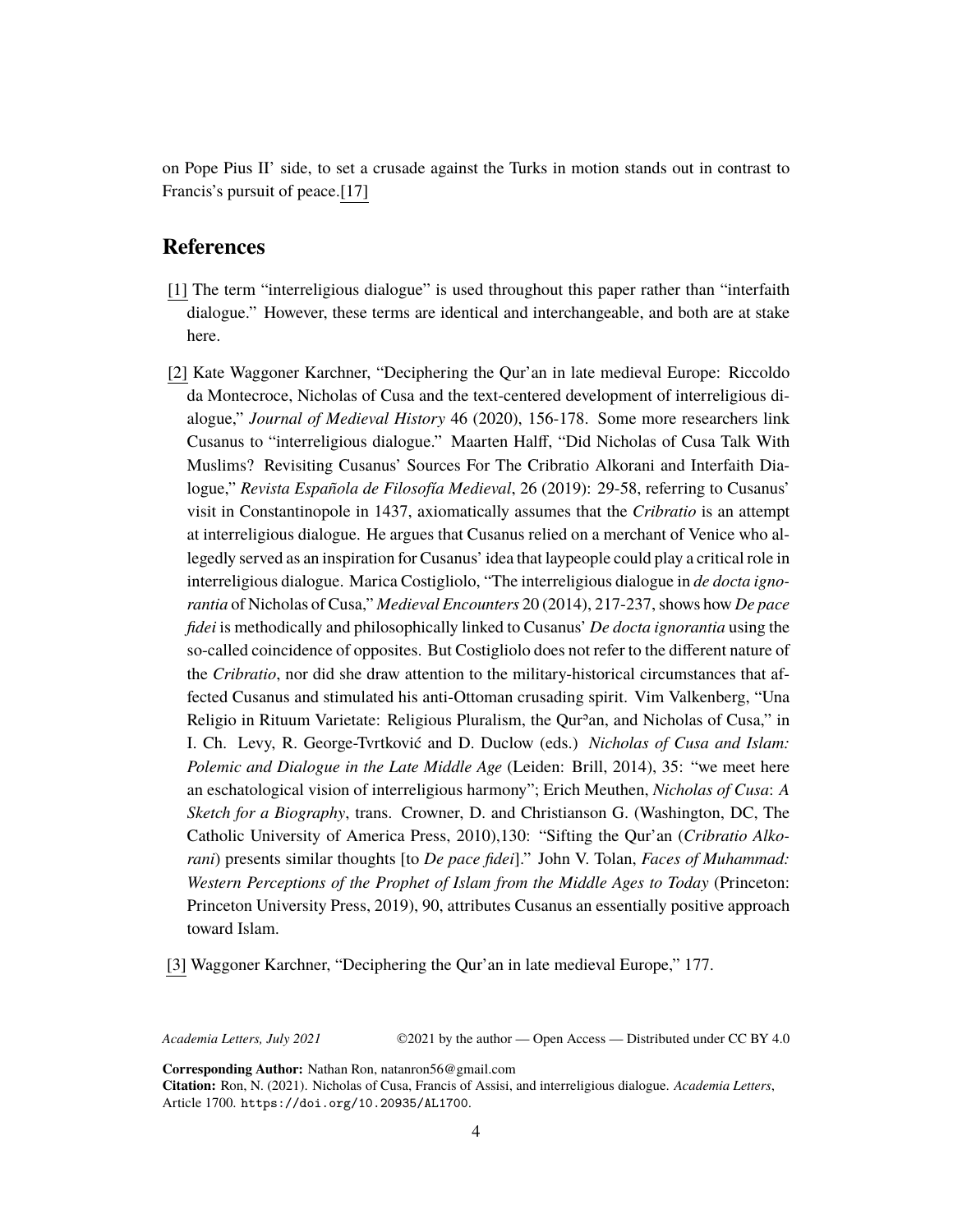on Pope Pius II' side, to set a crusade against the Turks in motion stands out in contrast to Francis's pursuit of peace.[17]

## References

[1] The term "interreligious dialogue" is used throughout this paper rather than "interfaith dialogue." However, these terms are identical and interchangeable, and both are at stake here.

[2] Kate Waggoner Karchner, "Deciphering the Qur'an in late medieval Europe: Riccoldo da Montecroce, Nicholas of Cusa and the text-centered development of interreligious dialogue," *Journal of Medieval History* 46 (2020), 156-178. Some more researchers link Cusanus to "interreligious dialogue." Maarten Halff, "Did Nicholas of Cusa Talk With Muslims? Revisiting Cusanus' Sources For The Cribratio Alkorani and Interfaith Dialogue," *Revista Española de Filosofía Medieval*, 26 (2019): 29-58, referring to Cusanus' visit in Constantinople in 1437, axiomatically assumes that the *Cribratio* is an attempt at interreligious dialogue. He argues that Cusanus relied on a merchant of Venice who allegedly served as an inspiration for Cusanus' idea that laypeople could play a critical role in interreligious dialogue. Marica Costigliolo, "The interreligious dialogue in *de docta ignorantia* of Nicholas of Cusa," *Medieval Encounters* 20 (2014), 217-237, shows how *De pace fidei* is methodically and philosophically linked to Cusanus' *De docta ignorantia* using the so-called coincidence of opposites. But Costigliolo does not refer to the different nature of the *Cribratio*, nor did she draw attention to the military-historical circumstances that affected Cusanus and stimulated his anti-Ottoman crusading spirit. Vim Valkenberg, "Una Religio in Rituum Varietate: Religious Pluralism, the Qurʾan, and Nicholas of Cusa," in I. Ch. Levy, R. George-Tvrtković and D. Duclow (eds.) *Nicholas of Cusa and Islam: Polemic and Dialogue in the Late Middle Age* (Leiden: Brill, 2014), 35: "we meet here an eschatological vision of interreligious harmony"; Erich Meuthen, *Nicholas of Cusa*: *A Sketch for a Biography*, trans. Crowner, D. and Christianson G. (Washington, DC, The Catholic University of America Press, 2010),130: "Sifting the Qur'an (*Cribratio Alkorani*) presents similar thoughts [to *De pace fidei*]." John V. Tolan, *Faces of Muhammad: Western Perceptions of the Prophet of Islam from the Middle Ages to Today* (Princeton: Princeton University Press, 2019), 90, attributes Cusanus an essentially positive approach toward Islam.

[3] Waggoner Karchner, "Deciphering the Qur'an in late medieval Europe," 177.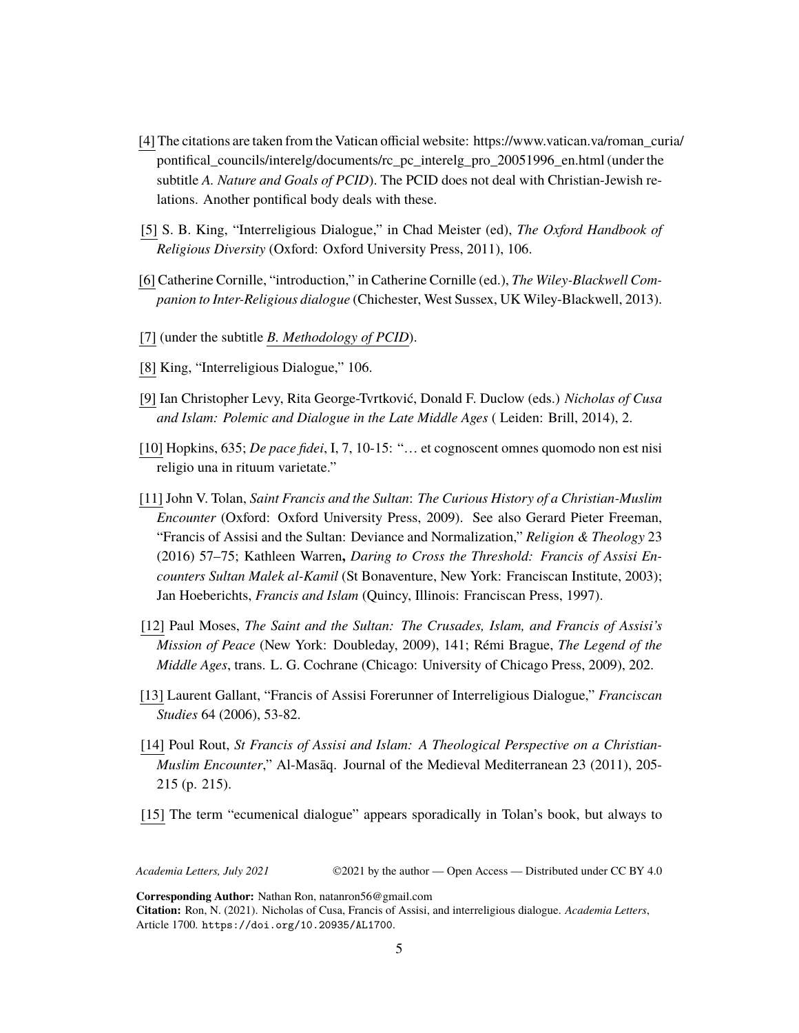[4] The citations are taken from the Vatican official website: https://www.vatican.va/roman_curia/pontifical_councils/interelg/documents/rc_pc_interelg_pro_20051996_en.html (under the subtitle *A. Nature and Goals of PCID*). The PCID does not deal with Christian-Jewish relations. Another pontifical body deals with these.

[5] S. B. King, "Interreligious Dialogue," in Chad Meister (ed), *The Oxford Handbook of Religious Diversity* (Oxford: Oxford University Press, 2011), 106.

[6] Catherine Cornille, "introduction," in Catherine Cornille (ed.), *The Wiley-Blackwell Companion to Inter-Religious dialogue* (Chichester, West Sussex, UK Wiley-Blackwell, 2013).

[7] (under the subtitle *B. Methodology of PCID*).

[8] King, "Interreligious Dialogue," 106.

[9] Ian Christopher Levy, Rita George-Tvrtković, Donald F. Duclow (eds.) *Nicholas of Cusa and Islam: Polemic and Dialogue in the Late Middle Ages* ( Leiden: Brill, 2014), 2.

[10] Hopkins, 635; *De pace fidei*, I, 7, 10-15: "… et cognoscent omnes quomodo non est nisi religio una in rituum varietate."

[11] John V. Tolan, *Saint Francis and the Sultan*: *The Curious History of a Christian-Muslim Encounter* (Oxford: Oxford University Press, 2009). See also Gerard Pieter Freeman, "Francis of Assisi and the Sultan: Deviance and Normalization," *Religion & Theology* 23 (2016) 57–75; Kathleen Warren**,** *Daring to Cross the Threshold: Francis of Assisi Encounters Sultan Malek al-Kamil* (St Bonaventure, New York: Franciscan Institute, 2003); Jan Hoeberichts, *Francis and Islam* (Quincy, Illinois: Franciscan Press, 1997).

[12] Paul Moses, *The Saint and the Sultan: The Crusades, Islam, and Francis of Assisi's Mission of Peace* (New York: Doubleday, 2009), 141; Rémi Brague, *The Legend of the Middle Ages*, trans. L. G. Cochrane (Chicago: University of Chicago Press, 2009), 202.

[13] Laurent Gallant, "Francis of Assisi Forerunner of Interreligious Dialogue," *Franciscan Studies* 64 (2006), 53-82.

[14] Poul Rout, *St Francis of Assisi and Islam: A Theological Perspective on a Christian-Muslim Encounter*," Al-Masāq. Journal of the Medieval Mediterranean 23 (2011), 205-215 (p. 215).

[15] The term "ecumenical dialogue" appears sporadically in Tolan's book, but always to

**Corresponding Author:** Nathan Ron, natanron56@gmail.com
**Citation:** Ron, N. (2021). Nicholas of Cusa, Francis of Assisi, and interreligious dialogue. *Academia Letters*, Article 1700. https://doi.org/10.20935/AL1700.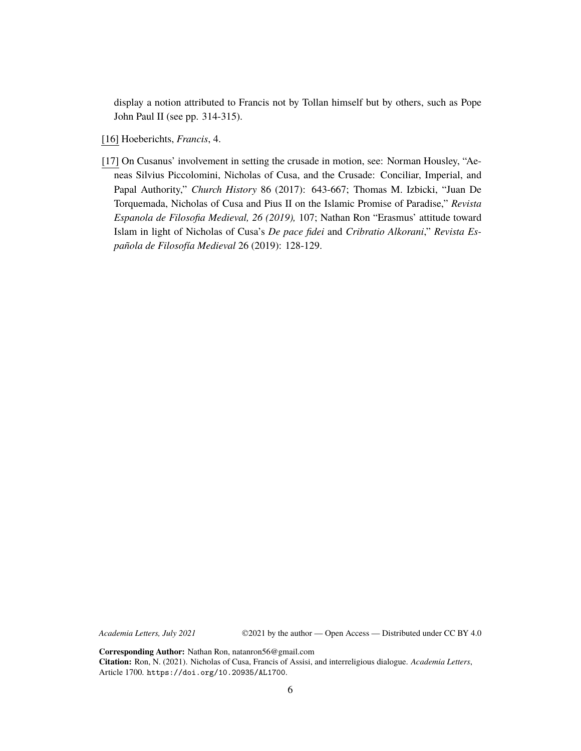display a notion attributed to Francis not by Tollan himself but by others, such as Pope John Paul II (see pp. 314-315).

[16] Hoeberichts, *Francis*, 4.

[17] On Cusanus' involvement in setting the crusade in motion, see: Norman Housley, "Aeneas Silvius Piccolomini, Nicholas of Cusa, and the Crusade: Conciliar, Imperial, and Papal Authority," *Church History* 86 (2017): 643-667; Thomas M. Izbicki, "Juan De Torquemada, Nicholas of Cusa and Pius II on the Islamic Promise of Paradise," *Revista Espanola de Filosofia Medieval, 26 (2019),* 107; Nathan Ron "Erasmus' attitude toward Islam in light of Nicholas of Cusa's *De pace fidei* and *Cribratio Alkorani*," *Revista Española de Filosofía Medieval* 26 (2019): 128-129.

**Corresponding Author:** Nathan Ron, natanron56@gmail.com
**Citation:** Ron, N. (2021). Nicholas of Cusa, Francis of Assisi, and interreligious dialogue. *Academia Letters*, Article 1700. https://doi.org/10.20935/AL1700.